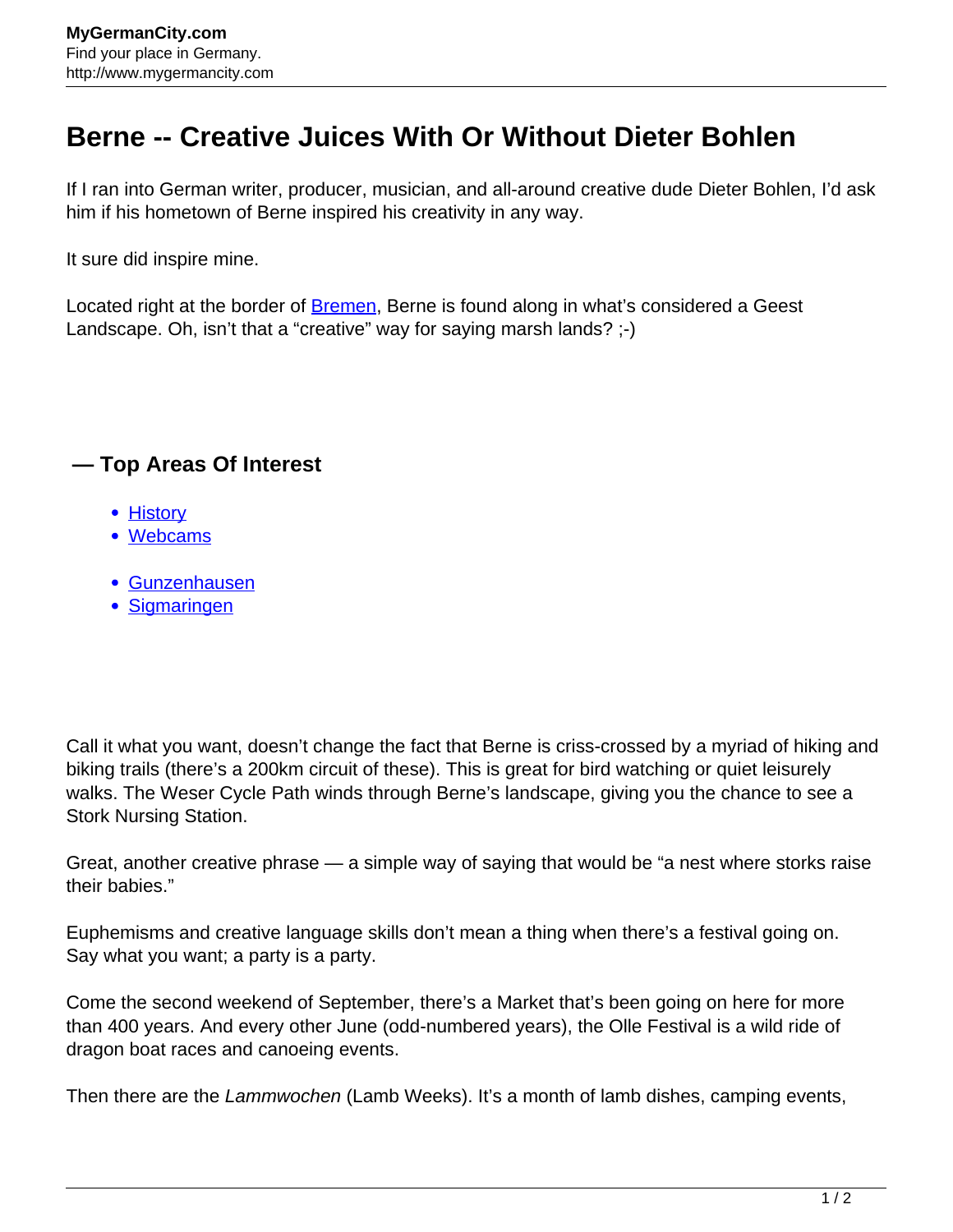# Berne -- Creative Juices With Or Without Dieter Bohlen

If I ran into German writer, producer, musician, and all-around creative dude Dieter Bohlen, I'd ask him if his hometown of Berne inspired his creativity in any way.

It sure did inspire mine.

Located right at the border of Bremen, Berne is found along in what's considered a Geest Landscape. Oh, isn't that a "creative" way for saying marsh lands? ;-)

### — Top Areas Of Interest

- History
- Webcams

- Gunzenhausen
- Sigmaringen

Call it what you want, doesn't change the fact that Berne is criss-crossed by a myriad of hiking and biking trails (there's a 200km circuit of these). This is great for bird watching or quiet leisurely walks. The Weser Cycle Path winds through Berne's landscape, giving you the chance to see a Stork Nursing Station.

Great, another creative phrase — a simple way of saying that would be "a nest where storks raise their babies."

Euphemisms and creative language skills don't mean a thing when there's a festival going on. Say what you want; a party is a party.

Come the second weekend of September, there's a Market that's been going on here for more than 400 years. And every other June (odd-numbered years), the Olle Festival is a wild ride of dragon boat races and canoeing events.

Then there are the *Lammwochen* (Lamb Weeks). It's a month of lamb dishes, camping events,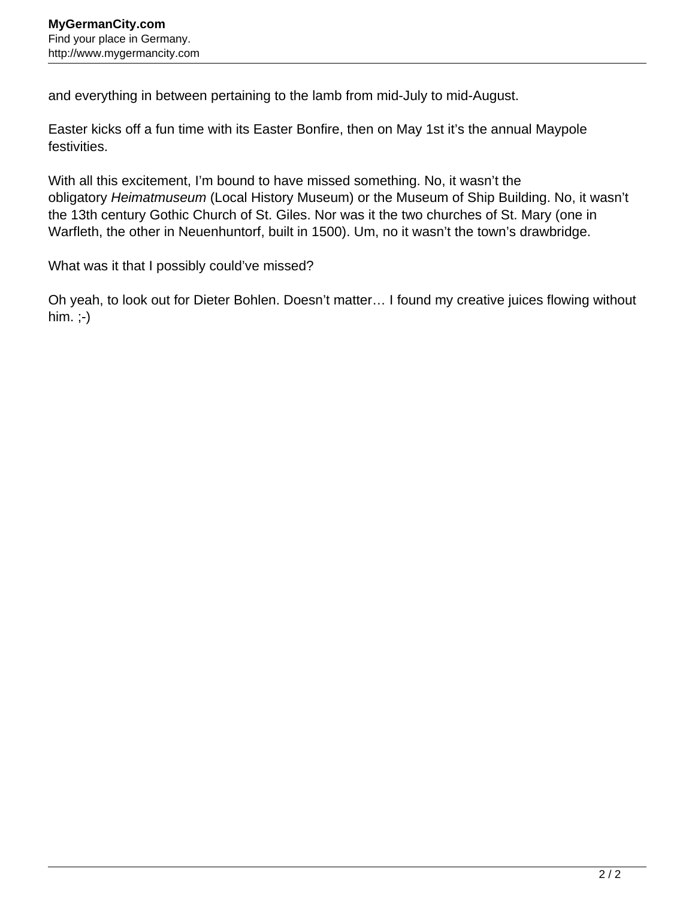and everything in between pertaining to the lamb from mid-July to mid-August.

Easter kicks off a fun time with its Easter Bonfire, then on May 1st it's the annual Maypole festivities.

With all this excitement, I'm bound to have missed something. No, it wasn't the obligatory *Heimatmuseum* (Local History Museum) or the Museum of Ship Building. No, it wasn't the 13th century Gothic Church of St. Giles. Nor was it the two churches of St. Mary (one in Warfleth, the other in Neuenhuntorf, built in 1500). Um, no it wasn't the town's drawbridge.

What was it that I possibly could've missed?

Oh yeah, to look out for Dieter Bohlen. Doesn't matter… I found my creative juices flowing without him. ;-)